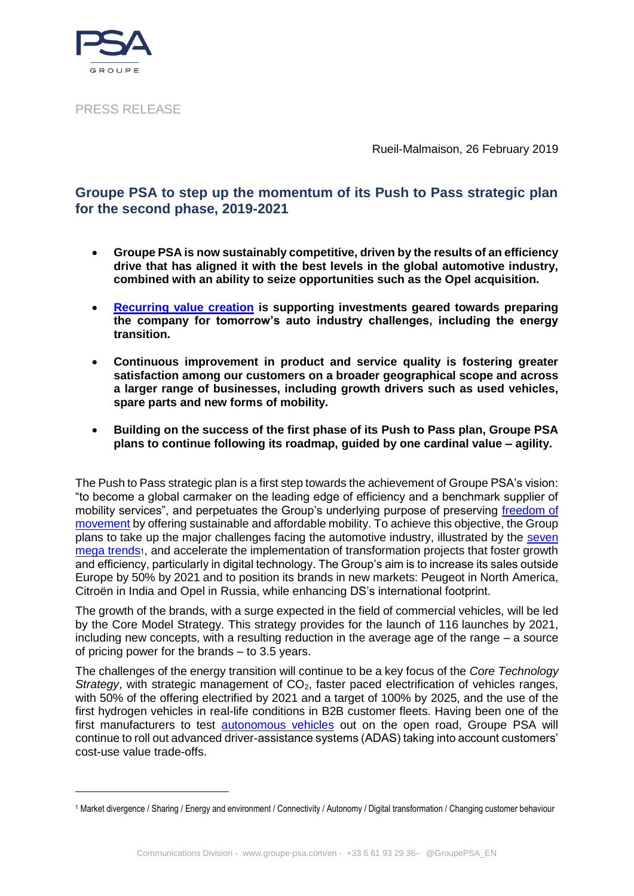PRESS RELEASE

Rueil-Malmaison, 26 February 2019

## Groupe PSA to step up the momentum of its Push to Pass strategic plan for the second phase, 2019-2021

- **Groupe PSA is now sustainably competitive, driven by the results of an efficiency drive that has aligned it with the best levels in the global automotive industry, combined with an ability to seize opportunities such as the Opel acquisition.**
- **Recurring value creation is supporting investments geared towards preparing the company for tomorrow's auto industry challenges, including the energy transition.**
- **Continuous improvement in product and service quality is fostering greater satisfaction among our customers on a broader geographical scope and across a larger range of businesses, including growth drivers such as used vehicles, spare parts and new forms of mobility.**
- **Building on the success of the first phase of its Push to Pass plan, Groupe PSA plans to continue following its roadmap, guided by one cardinal value – agility.**

The Push to Pass strategic plan is a first step towards the achievement of Groupe PSA's vision: "to become a global carmaker on the leading edge of efficiency and a benchmark supplier of mobility services", and perpetuates the Group's underlying purpose of preserving freedom of movement by offering sustainable and affordable mobility. To achieve this objective, the Group plans to take up the major challenges facing the automotive industry, illustrated by the seven mega trends[1], and accelerate the implementation of transformation projects that foster growth and efficiency, particularly in digital technology. The Group's aim is to increase its sales outside Europe by 50% by 2021 and to position its brands in new markets: Peugeot in North America, Citroën in India and Opel in Russia, while enhancing DS's international footprint.

The growth of the brands, with a surge expected in the field of commercial vehicles, will be led by the Core Model Strategy. This strategy provides for the launch of 116 launches by 2021, including new concepts, with a resulting reduction in the average age of the range – a source of pricing power for the brands – to 3.5 years.

The challenges of the energy transition will continue to be a key focus of the *Core Technology Strategy*, with strategic management of $CO_2$, faster paced electrification of vehicles ranges, with 50% of the offering electrified by 2021 and a target of 100% by 2025, and the use of the first hydrogen vehicles in real-life conditions in B2B customer fleets. Having been one of the first manufacturers to test autonomous vehicles out on the open road, Groupe PSA will continue to roll out advanced driver-assistance systems (ADAS) taking into account customers' cost-use value trade-offs.

[1] Market divergence / Sharing / Energy and environment / Connectivity / Autonomy / Digital transformation / Changing customer behaviour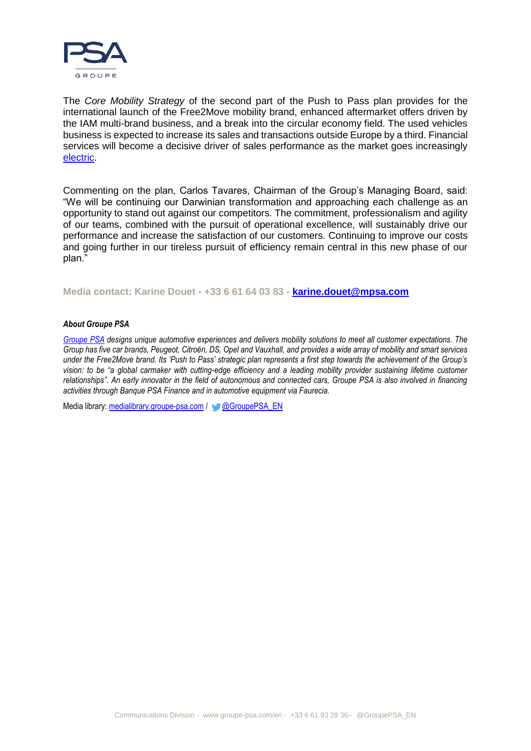The *Core Mobility Strategy* of the second part of the Push to Pass plan provides for the international launch of the Free2Move mobility brand, enhanced aftermarket offers driven by the IAM multi-brand business, and a break into the circular economy field. The used vehicles business is expected to increase its sales and transactions outside Europe by a third. Financial services will become a decisive driver of sales performance as the market goes increasingly electric.

Commenting on the plan, Carlos Tavares, Chairman of the Group's Managing Board, said: "We will be continuing our Darwinian transformation and approaching each challenge as an opportunity to stand out against our competitors. The commitment, professionalism and agility of our teams, combined with the pursuit of operational excellence, will sustainably drive our performance and increase the satisfaction of our customers. Continuing to improve our costs and going further in our tireless pursuit of efficiency remain central in this new phase of our plan."

**Media contact: Karine Douet - +33 6 61 64 03 83 - karine.douet@mpsa.com**

***About Groupe PSA***

*Groupe PSA designs unique automotive experiences and delivers mobility solutions to meet all customer expectations. The Group has five car brands, Peugeot, Citroën, DS, Opel and Vauxhall, and provides a wide array of mobility and smart services under the Free2Move brand. Its 'Push to Pass' strategic plan represents a first step towards the achievement of the Group's vision: to be "a global carmaker with cutting-edge efficiency and a leading mobility provider sustaining lifetime customer relationships". An early innovator in the field of autonomous and connected cars, Groupe PSA is also involved in financing activities through Banque PSA Finance and in automotive equipment via Faurecia.*

Media library: medialibrary.groupe-psa.com / @GroupePSA_EN